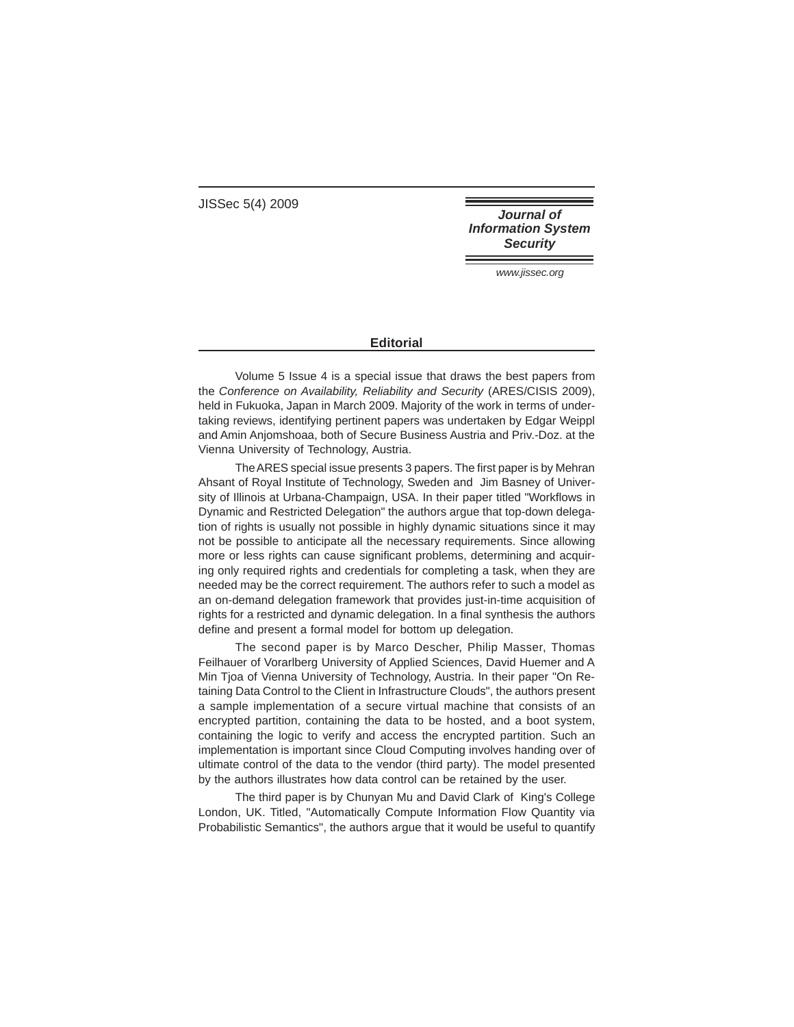# Editorial

Volume 5 Issue 4 is a special issue that draws the best papers from the *Conference on Availability, Reliability and Security* (ARES/CISIS 2009), held in Fukuoka, Japan in March 2009. Majority of the work in terms of undertaking reviews, identifying pertinent papers was undertaken by Edgar Weippl and Amin Anjomshoaa, both of Secure Business Austria and Priv.-Doz. at the Vienna University of Technology, Austria.

The ARES special issue presents 3 papers. The first paper is by Mehran Ahsant of Royal Institute of Technology, Sweden and Jim Basney of University of Illinois at Urbana-Champaign, USA. In their paper titled "Workflows in Dynamic and Restricted Delegation" the authors argue that top-down delegation of rights is usually not possible in highly dynamic situations since it may not be possible to anticipate all the necessary requirements. Since allowing more or less rights can cause significant problems, determining and acquiring only required rights and credentials for completing a task, when they are needed may be the correct requirement. The authors refer to such a model as an on-demand delegation framework that provides just-in-time acquisition of rights for a restricted and dynamic delegation. In a final synthesis the authors define and present a formal model for bottom up delegation.

The second paper is by Marco Descher, Philip Masser, Thomas Feilhauer of Vorarlberg University of Applied Sciences, David Huemer and A Min Tjoa of Vienna University of Technology, Austria. In their paper "On Retaining Data Control to the Client in Infrastructure Clouds", the authors present a sample implementation of a secure virtual machine that consists of an encrypted partition, containing the data to be hosted, and a boot system, containing the logic to verify and access the encrypted partition. Such an implementation is important since Cloud Computing involves handing over of ultimate control of the data to the vendor (third party). The model presented by the authors illustrates how data control can be retained by the user.

The third paper is by Chunyan Mu and David Clark of King's College London, UK. Titled, "Automatically Compute Information Flow Quantity via Probabilistic Semantics", the authors argue that it would be useful to quantify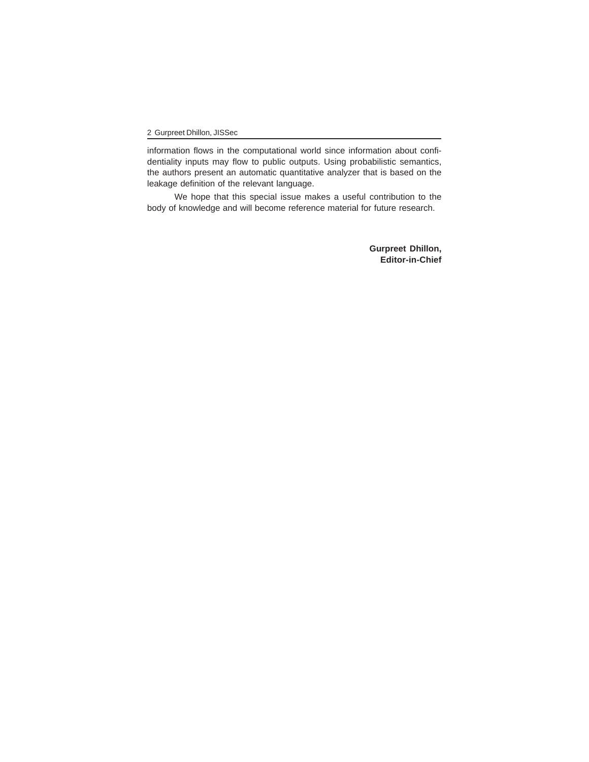information flows in the computational world since information about confidentiality inputs may flow to public outputs. Using probabilistic semantics, the authors present an automatic quantitative analyzer that is based on the leakage definition of the relevant language.

We hope that this special issue makes a useful contribution to the body of knowledge and will become reference material for future research.

**Gurpreet Dhillon,**
**Editor-in-Chief**